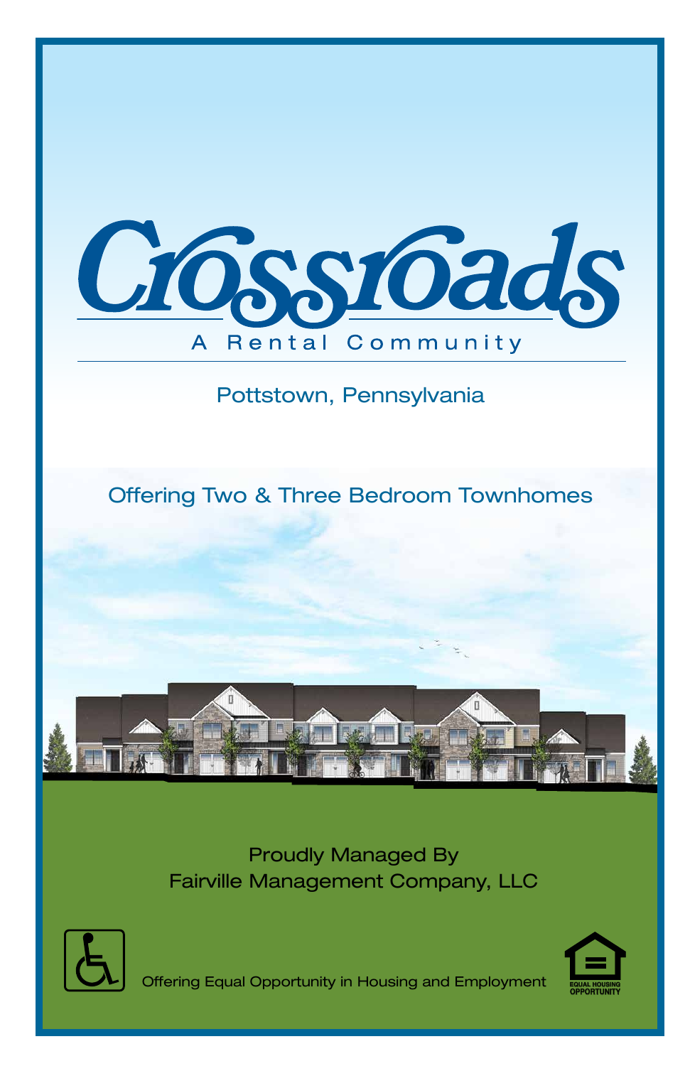# Crossroads

A Rental Community

Pottstown, Pennsylvania

Offering Two & Three Bedroom Townhomes

Proudly Managed By
Fairville Management Company, LLC

Offering Equal Opportunity in Housing and Employment

EQUAL HOUSING OPPORTUNITY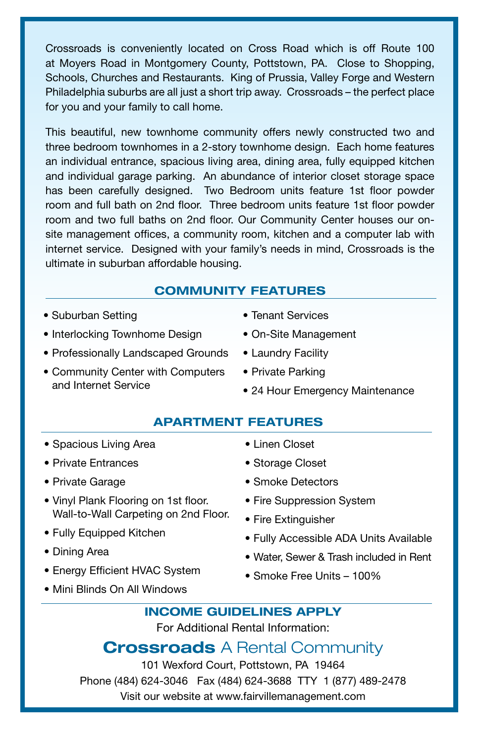Crossroads is conveniently located on Cross Road which is off Route 100 at Moyers Road in Montgomery County, Pottstown, PA. Close to Shopping, Schools, Churches and Restaurants. King of Prussia, Valley Forge and Western Philadelphia suburbs are all just a short trip away. Crossroads – the perfect place for you and your family to call home.

This beautiful, new townhome community offers newly constructed two and three bedroom townhomes in a 2-story townhome design. Each home features an individual entrance, spacious living area, dining area, fully equipped kitchen and individual garage parking. An abundance of interior closet storage space has been carefully designed. Two Bedroom units feature 1st floor powder room and full bath on 2nd floor. Three bedroom units feature 1st floor powder room and two full baths on 2nd floor. Our Community Center houses our on-site management offices, a community room, kitchen and a computer lab with internet service. Designed with your family's needs in mind, Crossroads is the ultimate in suburban affordable housing.

## COMMUNITY FEATURES

- Suburban Setting
- Interlocking Townhome Design
- Professionally Landscaped Grounds
- Community Center with Computers and Internet Service
- Tenant Services
- On-Site Management
- Laundry Facility
- Private Parking
- 24 Hour Emergency Maintenance

## APARTMENT FEATURES

- Spacious Living Area
- Private Entrances
- Private Garage
- Vinyl Plank Flooring on 1st floor. Wall-to-Wall Carpeting on 2nd Floor.
- Fully Equipped Kitchen
- Dining Area
- Energy Efficient HVAC System
- Mini Blinds On All Windows
- Linen Closet
- Storage Closet
- Smoke Detectors
- Fire Suppression System
- Fire Extinguisher
- Fully Accessible ADA Units Available
- Water, Sewer & Trash included in Rent
- Smoke Free Units – 100%

## INCOME GUIDELINES APPLY

For Additional Rental Information:

**Crossroads** A Rental Community

101 Wexford Court, Pottstown, PA 19464

Phone (484) 624-3046 Fax (484) 624-3688 TTY 1 (877) 489-2478

Visit our website at www.fairvillemanagement.com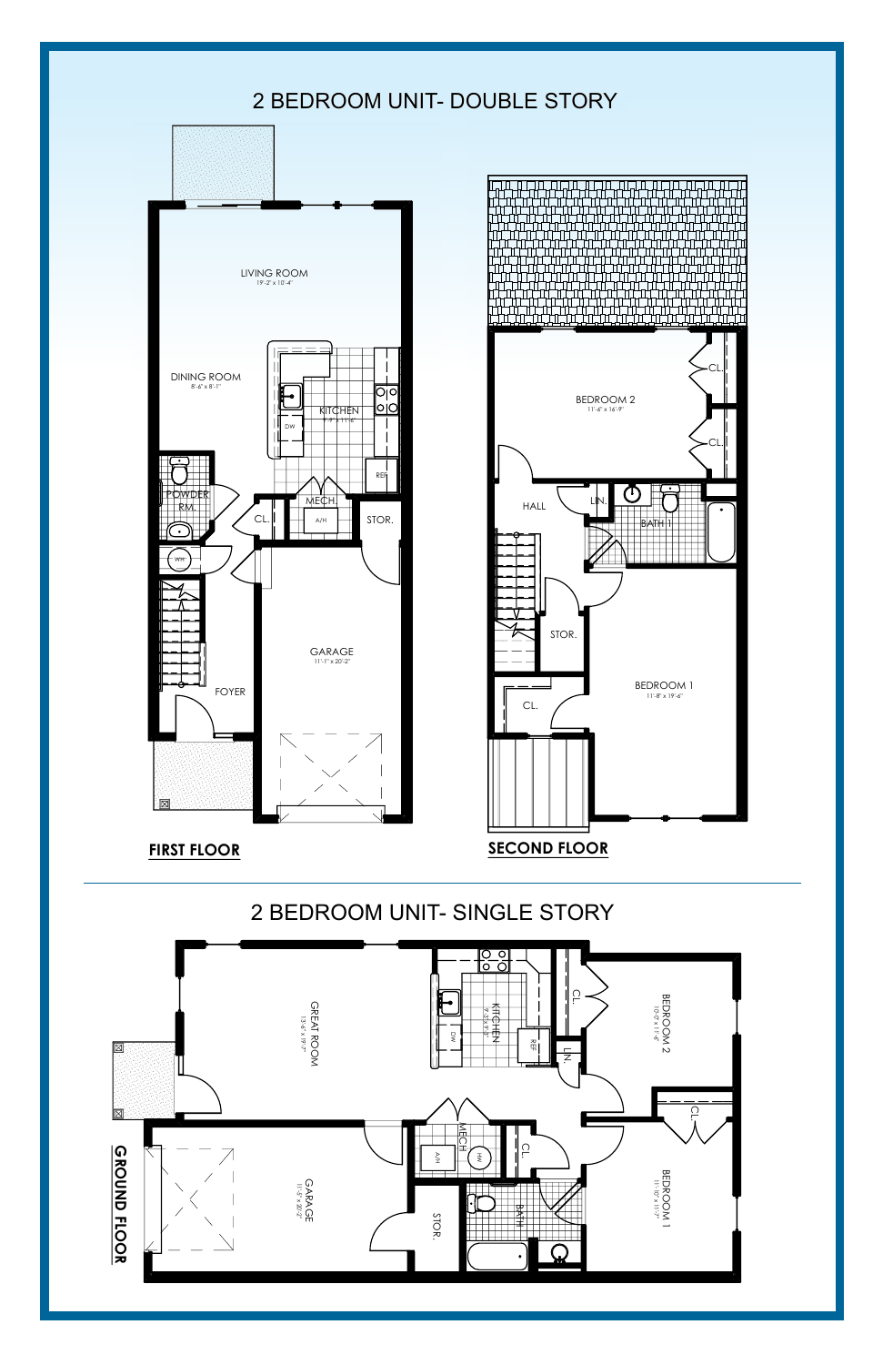# 2 BEDROOM UNIT- DOUBLE STORY

LIVING ROOM
19'-2" x 10'-4"

DINING ROOM
8'-6" x 8'-1"

KITCHEN
9'-9" x 11'-6"

DW

REF

POWDER RM.

MECH.

A/H

CL.

STOR.

WH

GARAGE
11'-1" x 20'-2"

FOYER

**FIRST FLOOR**

BEDROOM 2
11'-6" x 16'-9"

CL.

CL.

HALL

LIN.

BATH 1

STOR.

BEDROOM 1
11'-8" x 19'-6"

CL.

**SECOND FLOOR**

# 2 BEDROOM UNIT- SINGLE STORY

GREAT ROOM
13'-6" x 19'-7"

KITCHEN
9'-3" x 9'-0"

DW

REF

CL.

BEDROOM 2
10'-0" x 11'-6"

LIN.

CL.

MECH

A/H

HW

CL.

GARAGE
11'-5" x 20'-2"

STOR.

BATH

BEDROOM 1
11'-10" x 11'-7"

**GROUND FLOOR**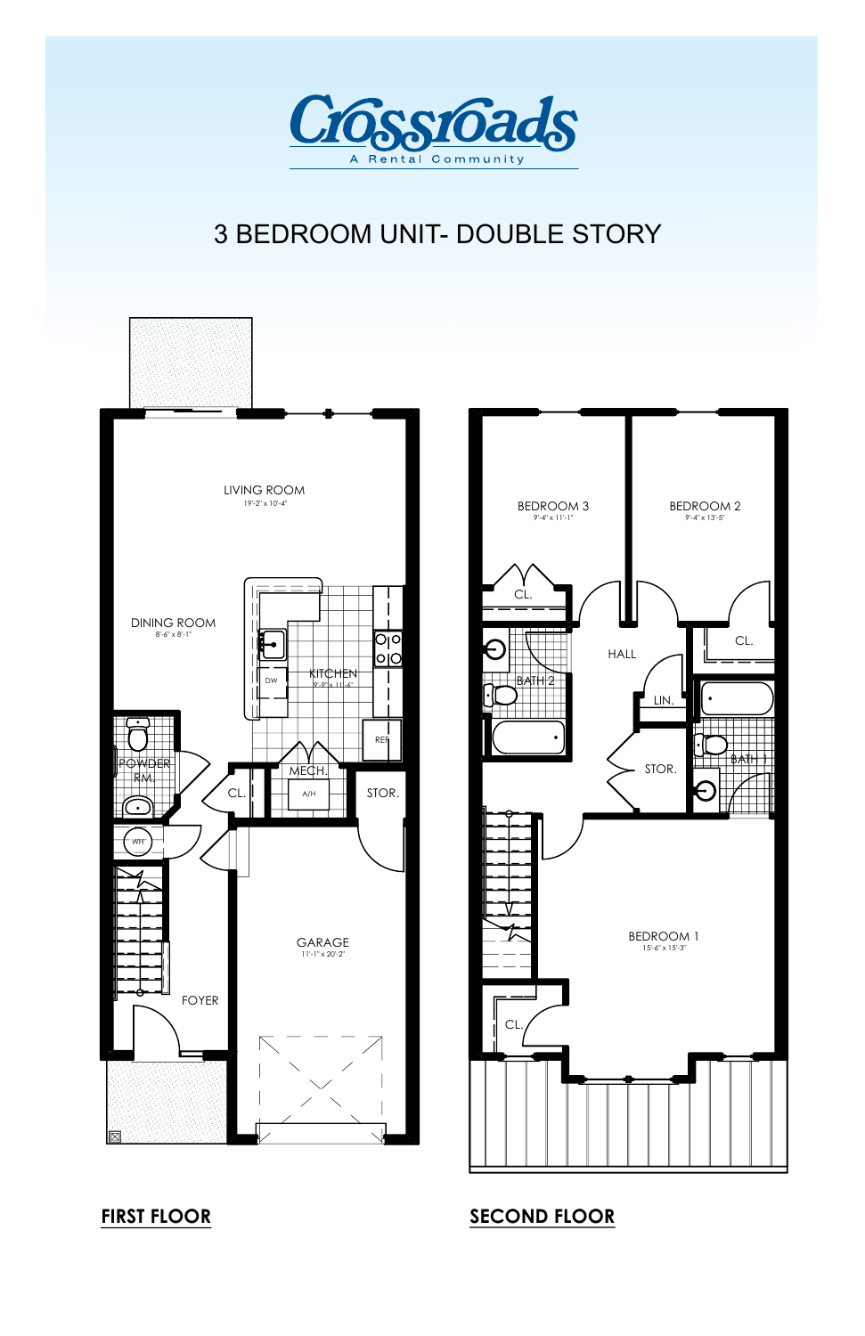Crossroads

A Rental Community

# 3 BEDROOM UNIT- DOUBLE STORY

LIVING ROOM
19'-2" x 10'-4"

DINING ROOM
8'-6" x 8'-1"

KITCHEN
9'-9" x 11'-6"

DW

REF.

POWDER RM.

MECH.

A/H

CL.

STOR.

WH

GARAGE
11'-1" x 20'-2"

FOYER

BEDROOM 3
9'-4" x 11'-1"

BEDROOM 2
9'-4" x 13'-5"

CL.

CL.

HALL

BATH 2

LIN.

STOR.

BATH 1

BEDROOM 1
15'-6" x 15'-3"

CL.

**FIRST FLOOR**

**SECOND FLOOR**